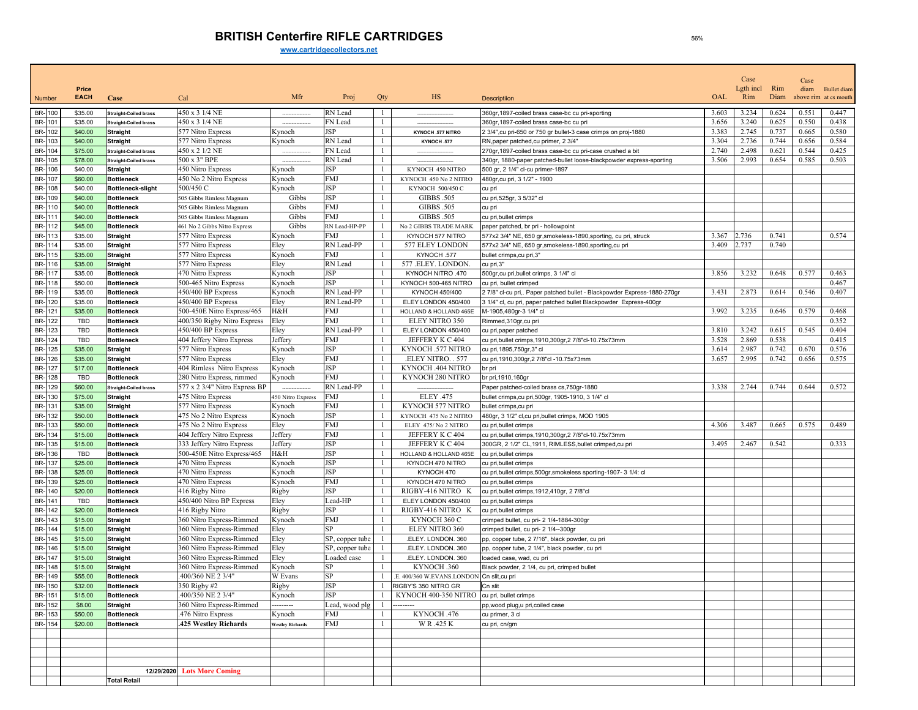# BRITISH Centerfire RIFLE CARTRIDGES

www.cartridgecollectors.net

56%

| Number | Price EACH | Case | Cal | Mfr | Proj | Qty | HS | Description | OAL | Case Lgth incl Rim | Rim Diam | Case diam above rim | Bullet diam at cs mouth |
|---|---|---|---|---|---|---|---|---|---|---|---|---|---|
| BR-100 | $35.00 | Straight-Coiled brass | 450 x 3 1/4 NE | ---------------- | RN Lead | 1 | ---------------------- | 360gr,1897-coiled brass case-bc cu pri-sporting | 3.603 | 3.234 | 0.624 | 0.551 | 0.447 |
| BR-101 | $35.00 | Straight-Coiled brass | 450 x 3 1/4 NE | ---------------- | FN Lead | 1 | ---------------------- | 360gr,1897-coiled brass case-bc cu pri | 3.656 | 3.240 | 0.625 | 0.550 | 0.438 |
| BR-102 | $40.00 | Straight | 577 Nitro Express | Kynoch | JSP | 1 | KYNOCH .577 NITRO | 2 3/4",cu pri-650 or 750 gr bullet-3 case crimps on proj-1880 | 3.383 | 2.745 | 0.737 | 0.665 | 0.580 |
| BR-103 | $40.00 | Straight | 577 Nitro Express | Kynoch | RN Lead | 1 | KYNOCH .577 | RN,paper patched,cu primer, 2 3/4" | 3.304 | 2.736 | 0.744 | 0.656 | 0.584 |
| BR-104 | $75.00 | Straight-Coiled brass | 450 x 2 1/2 NE | ---------------- | FN Lead | 1 | ---------------------- | 270gr,1897-coiled brass case-bc cu pri-case crushed a bit | 2.740 | 2.498 | 0.621 | 0.544 | 0.425 |
| BR-105 | $78.00 | Straight-Coiled brass | 500 x 3" BPE | ---------------- | RN Lead | 1 | ---------------------- | 340gr, 1880-paper patched-bullet loose-blackpowder express-sporting | 3.506 | 2.993 | 0.654 | 0.585 | 0.503 |
| BR-106 | $40.00 | Straight | 450 Nitro Express | Kynoch | JSP | 1 | KYNOCH 450 NITRO | 500 gr, 2 1/4" cl-cu primer-1897 | | | | | |
| BR-107 | $60.00 | Bottleneck | 450 No 2 Nitro Express | Kynoch | FMJ | 1 | KYNOCH 450 No 2 NITRO | 480gr,cu pri, 3 1/2" - 1900 | | | | | |
| BR-108 | $40.00 | Bottleneck-slight | 500/450 C | Kynoch | JSP | 1 | KYNOCH 500/450 C | cu pri | | | | | |
| BR-109 | $40.00 | Bottleneck | 505 Gibbs Rimless Magnum | Gibbs | JSP | 1 | GIBBS .505 | cu pri,525gr, 3 5/32" cl | | | | | |
| BR-110 | $40.00 | Bottleneck | 505 Gibbs Rimless Magnum | Gibbs | FMJ | 1 | GIBBS .505 | cu pri | | | | | |
| BR-111 | $40.00 | Bottleneck | 505 Gibbs Rimless Magnum | Gibbs | FMJ | 1 | GIBBS .505 | cu pri,bullet crimps | | | | | |
| BR-112 | $45.00 | Bottleneck | 461 No 2 Gibbs Nitro Express | Gibbs | RN Lead-HP-PP | 1 | No 2 GIBBS TRADE MARK | paper patched, br pri - hollowpoint | | | | | |
| BR-113 | $35.00 | Straight | 577 Nitro Express | Kynoch | FMJ | 1 | KYNOCH 577 NITRO | 577x2 3/4" NE, 650 gr,smokeless-1890,sporting, cu pri, struck | 3.367 | 2.736 | 0.741 | | 0.574 |
| BR-114 | $35.00 | Straight | 577 Nitro Express | Eley | RN Lead-PP | 1 | 577 ELEY LONDON | 577x2 3/4" NE, 650 gr,smokeless-1890,sporting,cu pri | 3.409 | 2.737 | 0.740 | | |
| BR-115 | $35.00 | Straight | 577 Nitro Express | Kynoch | FMJ | 1 | KYNOCH .577 | bullet crimps,cu pri,3" | | | | | |
| BR-116 | $35.00 | Straight | 577 Nitro Express | Eley | RN Lead | 1 | 577 .ELEY. LONDON. | cu pri,3" | | | | | |
| BR-117 | $35.00 | Bottleneck | 470 Nitro Express | Kynoch | JSP | 1 | KYNOCH NITRO .470 | 500gr,cu pri,bullet crimps, 3 1/4" cl | 3.856 | 3.232 | 0.648 | 0.577 | 0.463 |
| BR-118 | $50.00 | Bottleneck | 500-465 Nitro Express | Kynoch | JSP | 1 | KYNOCH 500-465 NITRO | cu pri, bullet crimped | | | | | 0.467 |
| BR-119 | $35.00 | Bottleneck | 450/400 BP Express | Kynoch | RN Lead-PP | 1 | KYNOCH 450/400 | 2 7/8" cl-cu pri,. Paper patched bullet - Blackpowder Express-1880-270gr | 3.431 | 2.873 | 0.614 | 0.546 | 0.407 |
| BR-120 | $35.00 | Bottleneck | 450/400 BP Express | Eley | RN Lead-PP | 1 | ELEY LONDON 450/400 | 3 1/4" cl, cu pri, paper patched bullet Blackpowder Express-400gr | | | | | |
| BR-121 | $35.00 | Bottleneck | 500-450E Nitro Express/465 | H&H | FMJ | 1 | HOLLAND & HOLLAND 465E | M-1905,480gr-3 1/4" cl | 3.992 | 3.235 | 0.646 | 0.579 | 0.468 |
| BR-122 | TBD | Bottleneck | 400/350 Rigby Nitro Express | Eley | FMJ | 1 | ELEY NITRO 350 | Rimmed,310gr,cu pri | | | | | 0.352 |
| BR-123 | TBD | Bottleneck | 450/400 BP Express | Eley | RN Lead-PP | 1 | ELEY LONDON 450/400 | cu pri,paper patched | 3.810 | 3.242 | 0.615 | 0.545 | 0.404 |
| BR-124 | TBD | Bottleneck | 404 Jeffery Nitro Express | Jeffery | FMJ | 1 | JEFFERY K C 404 | cu pri,bullet crimps,1910,300gr,2 7/8"cl-10.75x73mm | 3.528 | 2.869 | 0.538 | | 0.415 |
| BR-125 | $35.00 | Straight | 577 Nitro Express | Kynoch | JSP | 1 | KYNOCH .577 NITRO | cu pri,1895,750gr,3" cl | 3.614 | 2.987 | 0.742 | 0.670 | 0.576 |
| BR-126 | $35.00 | Straight | 577 Nitro Express | Eley | FMJ | 1 | .ELEY NITRO. . 577 | cu pri,1910,300gr,2 7/8"cl -10.75x73mm | 3.657 | 2.995 | 0.742 | 0.656 | 0.575 |
| BR-127 | $17.00 | Bottleneck | 404 Rimless Nitro Express | Kynoch | JSP | 1 | KYNOCH .404 NITRO | br pri | | | | | |
| BR-128 | TBD | Bottleneck | 280 Nitro Express, rimmed | Kynoch | FMJ | 1 | KYNOCH 280 NITRO | br pri,1910,160gr | | | | | |
| BR-129 | $60.00 | Straight-Coiled brass | 577 x 2 3/4" Nitro Express BP | ---------------- | RN Lead-PP | 1 | ---------------------- | Paper patched-coiled brass cs,750gr-1880 | 3.338 | 2.744 | 0.744 | 0.644 | 0.572 |
| BR-130 | $75.00 | Straight | 475 Nitro Express | 450 Nitro Express | FMJ | 1 | ELEY .475 | bullet crimps,cu pri,500gr, 1905-1910, 3 1/4" cl | | | | | |
| BR-131 | $35.00 | Straight | 577 Nitro Express | Kynoch | FMJ | 1 | KYNOCH 577 NITRO | bullet crimps,cu pri | | | | | |
| BR-132 | $50.00 | Bottleneck | 475 No 2 Nitro Express | Kynoch | JSP | 1 | KYNOCH 475 No 2 NITRO | 480gr, 3 1/2" cl,cu pri,bullet crimps, MOD 1905 | | | | | |
| BR-133 | $50.00 | Bottleneck | 475 No 2 Nitro Express | Eley | FMJ | 1 | ELEY 475/ No 2 NITRO | cu pri,bullet crimps | 4.306 | 3.487 | 0.665 | 0.575 | 0.489 |
| BR-134 | $15.00 | Bottleneck | 404 Jeffery Nitro Express | Jeffery | FMJ | 1 | JEFFERY K C 404 | cu pri,bullet crimps,1910,300gr,2 7/8"cl-10.75x73mm | | | | | |
| BR-135 | $15.00 | Bottleneck | 333 Jeffery Nitro Express | Jeffery | JSP | 1 | JEFFERY K C 404 | 300GR, 2 1/2" CL,1911, RIMLESS,bullet crimped,cu pri | 3.495 | 2.467 | 0.542 | | 0.333 |
| BR-136 | TBD | Bottleneck | 500-450E Nitro Express/465 | H&H | JSP | 1 | HOLLAND & HOLLAND 465E | cu pri,bullet crimps | | | | | |
| BR-137 | $25.00 | Bottleneck | 470 Nitro Express | Kynoch | JSP | 1 | KYNOCH 470 NITRO | cu pri,bullet crimps | | | | | |
| BR-138 | $25.00 | Bottleneck | 470 Nitro Express | Kynoch | JSP | 1 | KYNOCH 470 | cu pri,bullet crimps,500gr,smokeless sporting-1907- 3 1/4: cl | | | | | |
| BR-139 | $25.00 | Bottleneck | 470 Nitro Express | Kynoch | FMJ | 1 | KYNOCH 470 NITRO | cu pri,bullet crimps | | | | | |
| BR-140 | $20.00 | Bottleneck | 416 Rigby Nitro | Rigby | JSP | 1 | RIGBY-416 NITRO K | cu pri,bullet crimps,1912,410gr, 2 7/8"cl | | | | | |
| BR-141 | TBD | Bottleneck | 450/400 Nitro BP Express | Eley | Lead-HP | 1 | ELEY LONDON 450/400 | cu pri,bullet crimps | | | | | |
| BR-142 | $20.00 | Bottleneck | 416 Rigby Nitro | Rigby | JSP | 1 | RIGBY-416 NITRO K | cu pri,bullet crimps | | | | | |
| BR-143 | $15.00 | Straight | 360 Nitro Express-Rimmed | Kynoch | FMJ | 1 | KYNOCH 360 C | crimped bullet, cu pri- 2 1/4-1884-300gr | | | | | |
| BR-144 | $15.00 | Straight | 360 Nitro Express-Rimmed | Eley | SP | 1 | ELEY NITRO 360 | crimped bullet, cu pri- 2 1/4--300gr | | | | | |
| BR-145 | $15.00 | Straight | 360 Nitro Express-Rimmed | Eley | SP, copper tube | 1 | .ELEY. LONDON. 360 | pp, copper tube, 2 7/16", black powder, cu pri | | | | | |
| BR-146 | $15.00 | Straight | 360 Nitro Express-Rimmed | Eley | SP, copper tube | 1 | .ELEY. LONDON. 360 | pp, copper tube, 2 1/4", black powder, cu pri | | | | | |
| BR-147 | $15.00 | Straight | 360 Nitro Express-Rimmed | Eley | Loaded case | 1 | .ELEY. LONDON. 360 | loaded case, wad, cu pri | | | | | |
| BR-148 | $15.00 | Straight | 360 Nitro Express-Rimmed | Kynoch | SP | 1 | KYNOCH .360 | Black powder, 2 1/4, cu pri, crimped bullet | | | | | |
| BR-149 | $55.00 | Bottleneck | .400/360 NE 2 3/4" | W Evans | SP | 1 | .E. 400/360 W.EVANS.LONDON | Cn slit,cu pri | | | | | |
| BR-150 | $32.00 | Bottleneck | 350 Rigby #2 | Rigby | JSP | 1 | RIGBY'S 350 NITRO GR | Cn slit | | | | | |
| BR-151 | $15.00 | Bottleneck | .400/350 NE 2 3/4" | Kynoch | JSP | 1 | KYNOCH 400-350 NITRO | cu pri, bullet crimps | | | | | |
| BR-152 | $8.00 | Straight | 360 Nitro Express-Rimmed | --------- | Lead, wood plg | 1 | --------- | pp,wood plug,u pri,coiled case | | | | | |
| BR-153 | $50.00 | Bottleneck | .476 Nitro Express | Kynoch | FMJ | 1 | KYNOCH .476 | cu primer, 3 cl | | | | | |
| BR-154 | $20.00 | Bottleneck | **.425 Westley Richards** | Westley Richards | FMJ | 1 | W R .425 K | cu pri, cn/gm | | | | | |
| | | | | | | | | | | | | | |
| | | 12/29/2020 | **Lots More Coming** | | | | | | | | | | |
| | | **Total Retail** | | | | | | | | | | | |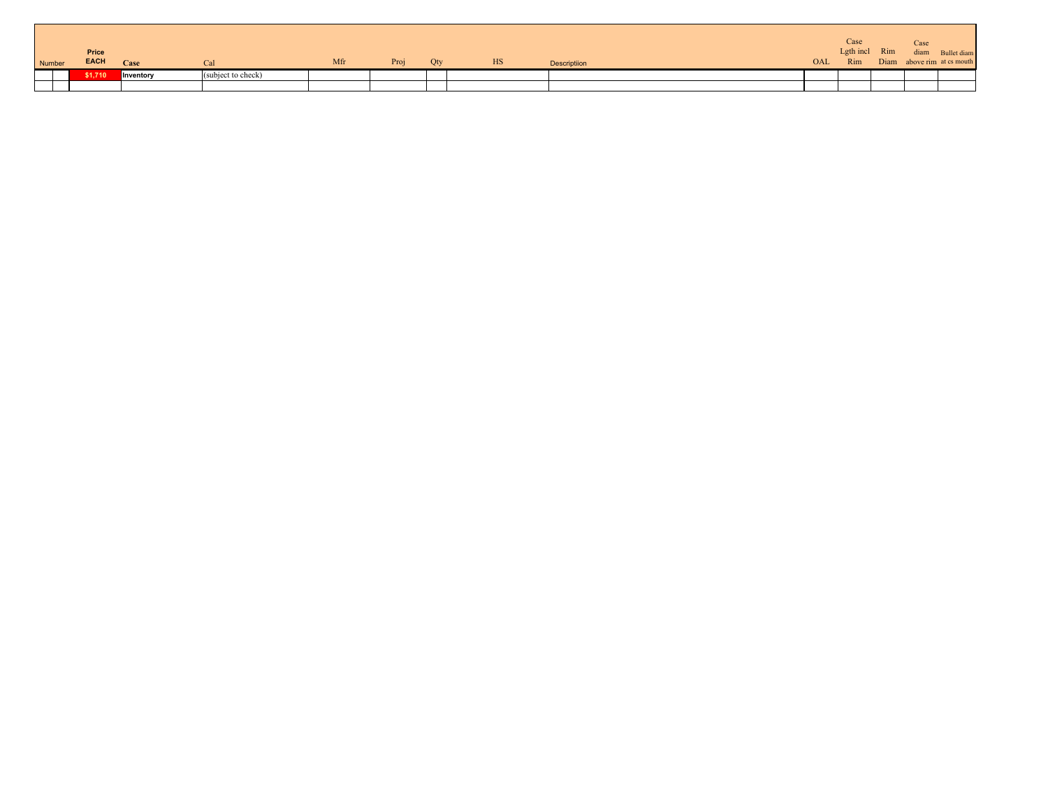| Number | | Price EACH | Case | Cal | Mfr | Proj | Qty | HS | Descriptiion | OAL | Case Lgth incl Rim | Rim Diam | Case diam above rim | Bullet diam at cs mouth |
|---|---|---|---|---|---|---|---|---|---|---|---|---|---|---|
| | | $1,710 | **Inventory** | (subject to check) | | | | | | | | | | |
| | | | | | | | | | | | | | | |